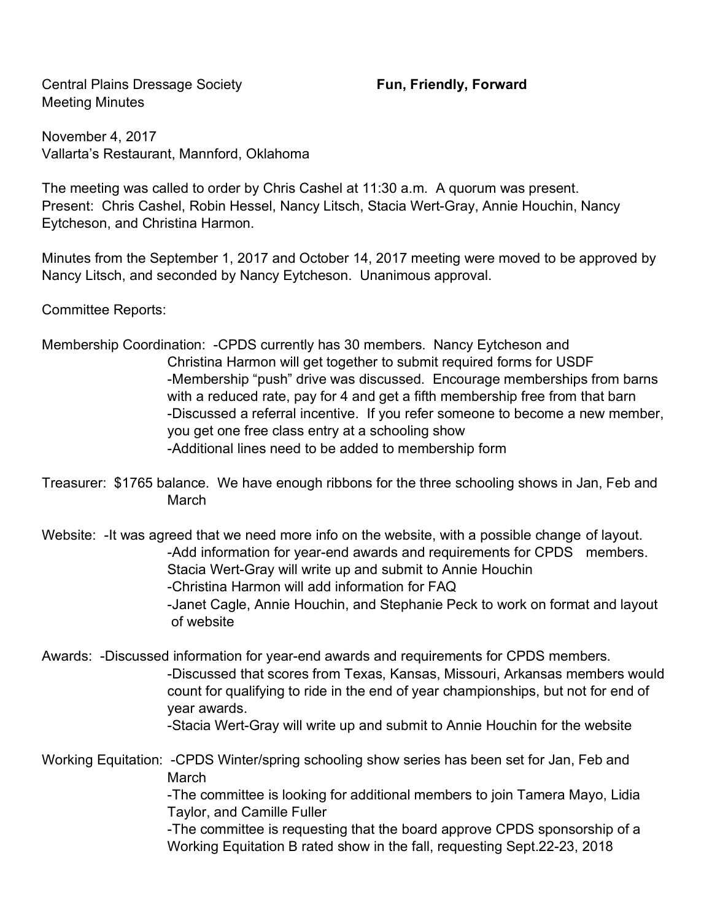Central Plains Dressage Society **Fun, Friendly, Forward**
Meeting Minutes

November 4, 2017
Vallarta's Restaurant, Mannford, Oklahoma

The meeting was called to order by Chris Cashel at 11:30 a.m. A quorum was present.
Present: Chris Cashel, Robin Hessel, Nancy Litsch, Stacia Wert-Gray, Annie Houchin, Nancy Eytcheson, and Christina Harmon.

Minutes from the September 1, 2017 and October 14, 2017 meeting were moved to be approved by Nancy Litsch, and seconded by Nancy Eytcheson. Unanimous approval.

Committee Reports:

Membership Coordination:
- CPDS currently has 30 members. Nancy Eytcheson and Christina Harmon will get together to submit required forms for USDF
- Membership "push" drive was discussed. Encourage memberships from barns with a reduced rate, pay for 4 and get a fifth membership free from that barn
- Discussed a referral incentive. If you refer someone to become a new member, you get one free class entry at a schooling show
- Additional lines need to be added to membership form

Treasurer: $1765 balance. We have enough ribbons for the three schooling shows in Jan, Feb and March

Website:
- It was agreed that we need more info on the website, with a possible change of layout.
- Add information for year-end awards and requirements for CPDS members. Stacia Wert-Gray will write up and submit to Annie Houchin
- Christina Harmon will add information for FAQ
- Janet Cagle, Annie Houchin, and Stephanie Peck to work on format and layout of website

Awards:
- Discussed information for year-end awards and requirements for CPDS members.
- Discussed that scores from Texas, Kansas, Missouri, Arkansas members would count for qualifying to ride in the end of year championships, but not for end of year awards.
- Stacia Wert-Gray will write up and submit to Annie Houchin for the website

Working Equitation:
- CPDS Winter/spring schooling show series has been set for Jan, Feb and March
- The committee is looking for additional members to join Tamera Mayo, Lidia Taylor, and Camille Fuller
- The committee is requesting that the board approve CPDS sponsorship of a Working Equitation B rated show in the fall, requesting Sept.22-23, 2018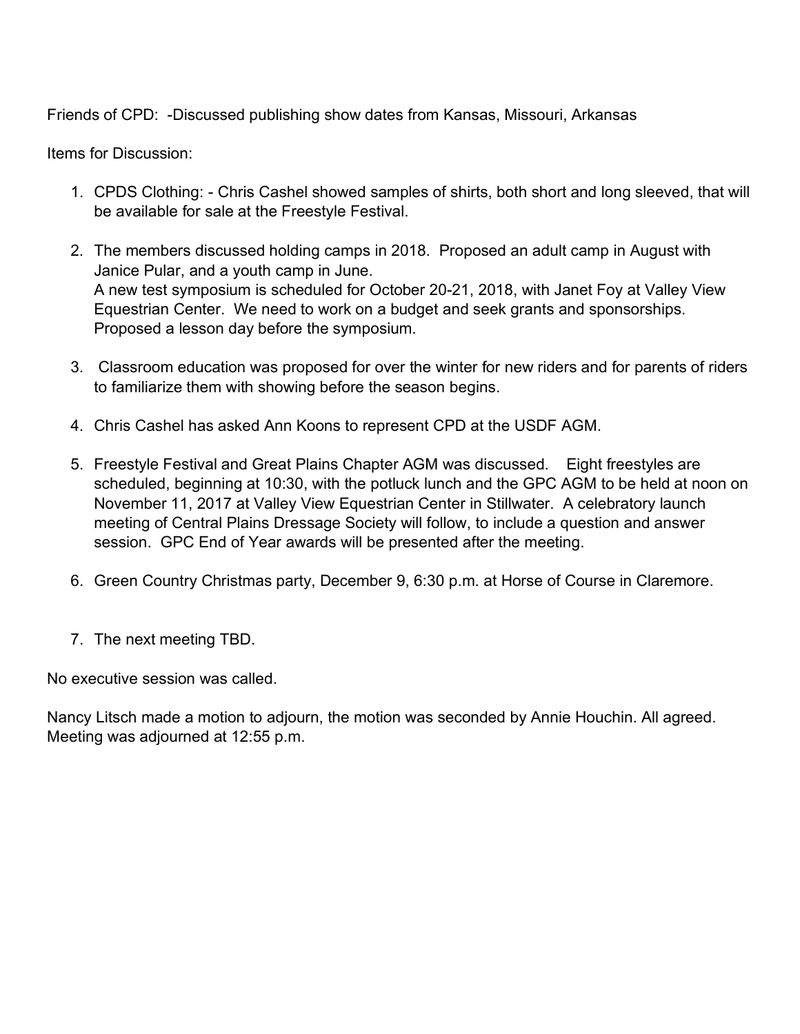Friends of CPD: -Discussed publishing show dates from Kansas, Missouri, Arkansas

Items for Discussion:

1. CPDS Clothing: - Chris Cashel showed samples of shirts, both short and long sleeved, that will be available for sale at the Freestyle Festival.

2. The members discussed holding camps in 2018. Proposed an adult camp in August with Janice Pular, and a youth camp in June.
   A new test symposium is scheduled for October 20-21, 2018, with Janet Foy at Valley View Equestrian Center. We need to work on a budget and seek grants and sponsorships. Proposed a lesson day before the symposium.

3. Classroom education was proposed for over the winter for new riders and for parents of riders to familiarize them with showing before the season begins.

4. Chris Cashel has asked Ann Koons to represent CPD at the USDF AGM.

5. Freestyle Festival and Great Plains Chapter AGM was discussed. Eight freestyles are scheduled, beginning at 10:30, with the potluck lunch and the GPC AGM to be held at noon on November 11, 2017 at Valley View Equestrian Center in Stillwater. A celebratory launch meeting of Central Plains Dressage Society will follow, to include a question and answer session. GPC End of Year awards will be presented after the meeting.

6. Green Country Christmas party, December 9, 6:30 p.m. at Horse of Course in Claremore.

7. The next meeting TBD.

No executive session was called.

Nancy Litsch made a motion to adjourn, the motion was seconded by Annie Houchin. All agreed. Meeting was adjourned at 12:55 p.m.